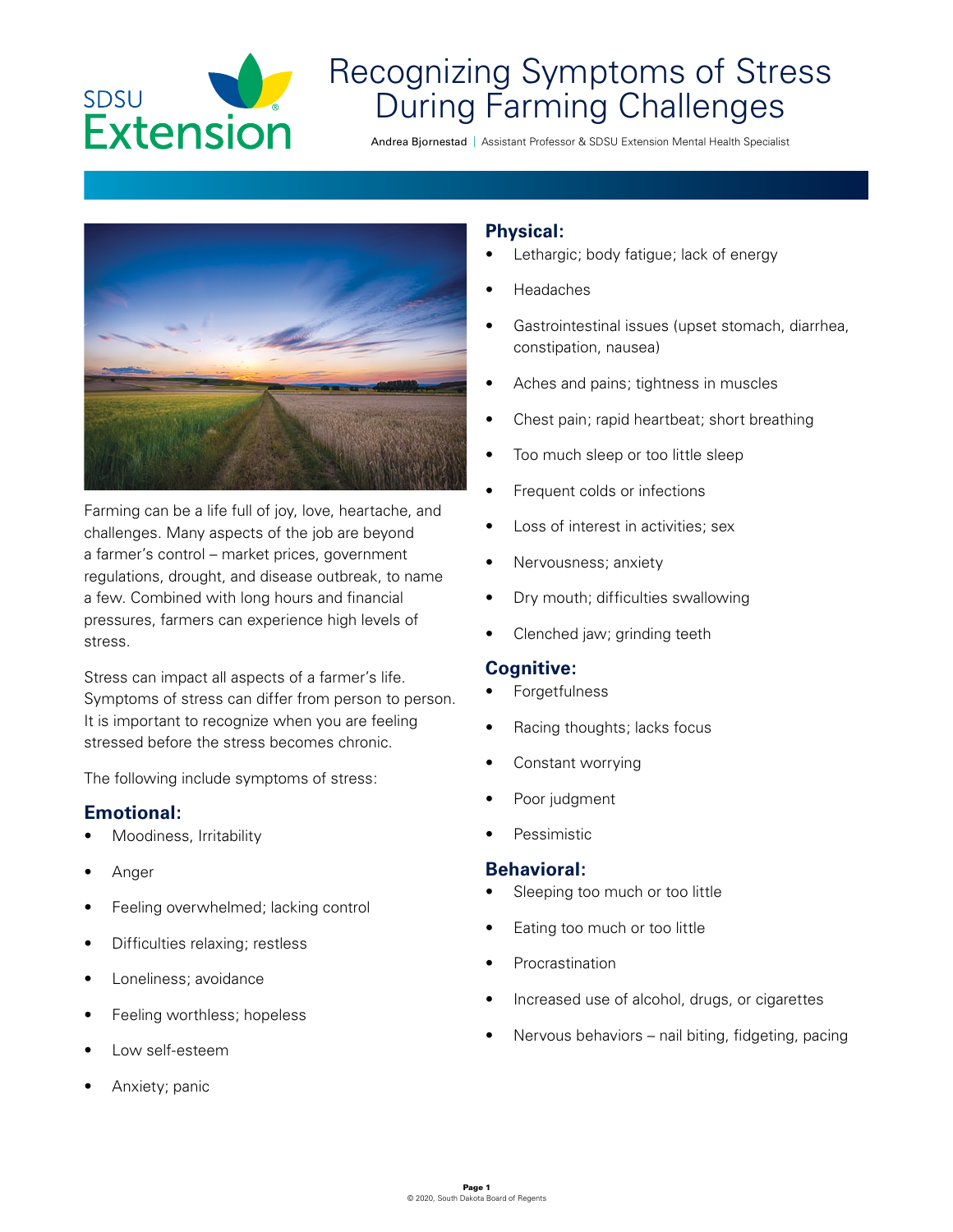# Recognizing Symptoms of Stress During Farming Challenges

Andrea Bjornestad | Assistant Professor & SDSU Extension Mental Health Specialist

Farming can be a life full of joy, love, heartache, and challenges. Many aspects of the job are beyond a farmer's control – market prices, government regulations, drought, and disease outbreak, to name a few. Combined with long hours and financial pressures, farmers can experience high levels of stress.

Stress can impact all aspects of a farmer's life. Symptoms of stress can differ from person to person. It is important to recognize when you are feeling stressed before the stress becomes chronic.

The following include symptoms of stress:

## Emotional:

- Moodiness, Irritability
- Anger
- Feeling overwhelmed; lacking control
- Difficulties relaxing; restless
- Loneliness; avoidance
- Feeling worthless; hopeless
- Low self-esteem
- Anxiety; panic

## Physical:

- Lethargic; body fatigue; lack of energy
- Headaches
- Gastrointestinal issues (upset stomach, diarrhea, constipation, nausea)
- Aches and pains; tightness in muscles
- Chest pain; rapid heartbeat; short breathing
- Too much sleep or too little sleep
- Frequent colds or infections
- Loss of interest in activities; sex
- Nervousness; anxiety
- Dry mouth; difficulties swallowing
- Clenched jaw; grinding teeth

## Cognitive:

- Forgetfulness
- Racing thoughts; lacks focus
- Constant worrying
- Poor judgment
- Pessimistic

## Behavioral:

- Sleeping too much or too little
- Eating too much or too little
- Procrastination
- Increased use of alcohol, drugs, or cigarettes
- Nervous behaviors – nail biting, fidgeting, pacing

© 2020, South Dakota Board of Regents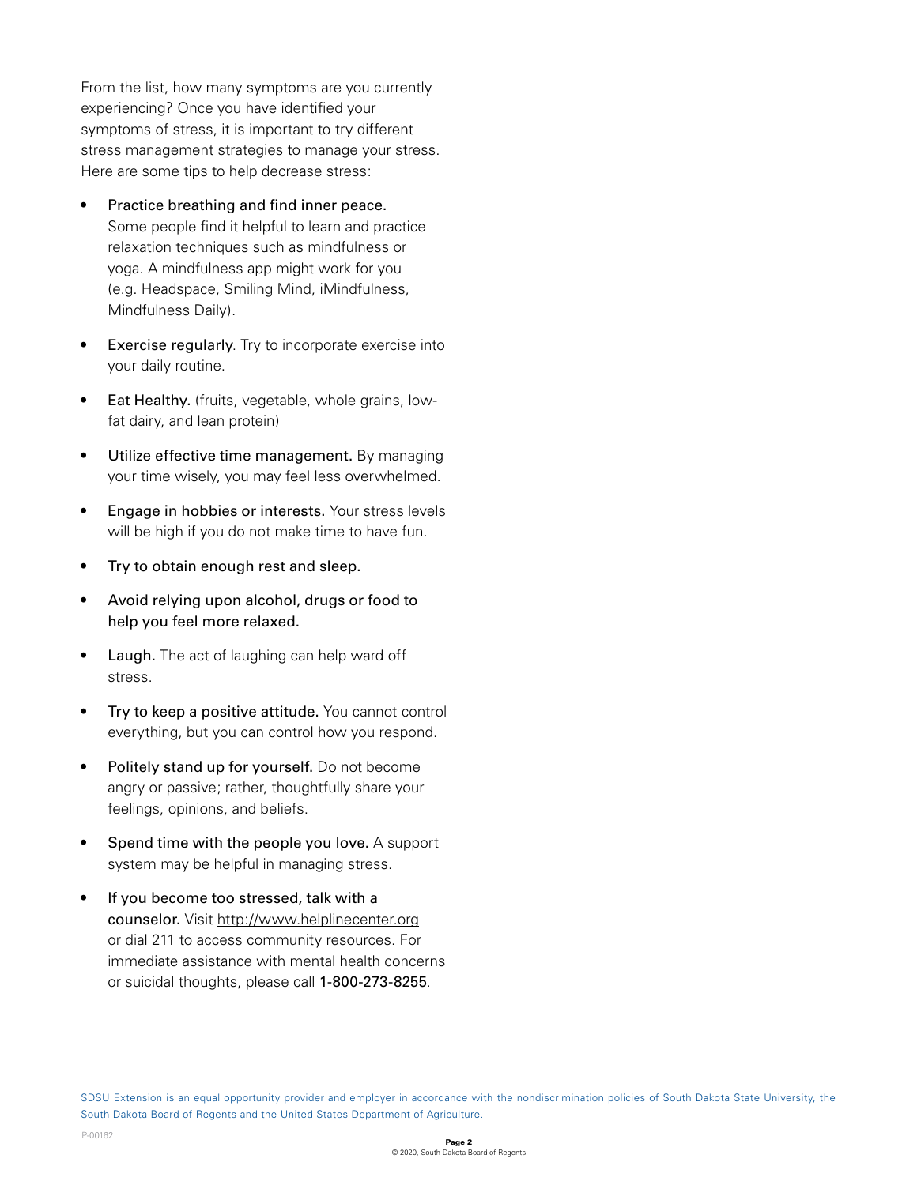From the list, how many symptoms are you currently experiencing? Once you have identified your symptoms of stress, it is important to try different stress management strategies to manage your stress. Here are some tips to help decrease stress:

- Practice breathing and find inner peace. Some people find it helpful to learn and practice relaxation techniques such as mindfulness or yoga. A mindfulness app might work for you (e.g. Headspace, Smiling Mind, iMindfulness, Mindfulness Daily).
- Exercise regularly. Try to incorporate exercise into your daily routine.
- Eat Healthy. (fruits, vegetable, whole grains, low-fat dairy, and lean protein)
- Utilize effective time management. By managing your time wisely, you may feel less overwhelmed.
- Engage in hobbies or interests. Your stress levels will be high if you do not make time to have fun.
- Try to obtain enough rest and sleep.
- Avoid relying upon alcohol, drugs or food to help you feel more relaxed.
- Laugh. The act of laughing can help ward off stress.
- Try to keep a positive attitude. You cannot control everything, but you can control how you respond.
- Politely stand up for yourself. Do not become angry or passive; rather, thoughtfully share your feelings, opinions, and beliefs.
- Spend time with the people you love. A support system may be helpful in managing stress.
- If you become too stressed, talk with a counselor. Visit http://www.helplinecenter.org or dial 211 to access community resources. For immediate assistance with mental health concerns or suicidal thoughts, please call 1-800-273-8255.

SDSU Extension is an equal opportunity provider and employer in accordance with the nondiscrimination policies of South Dakota State University, the South Dakota Board of Regents and the United States Department of Agriculture.

P-00162

© 2020, South Dakota Board of Regents